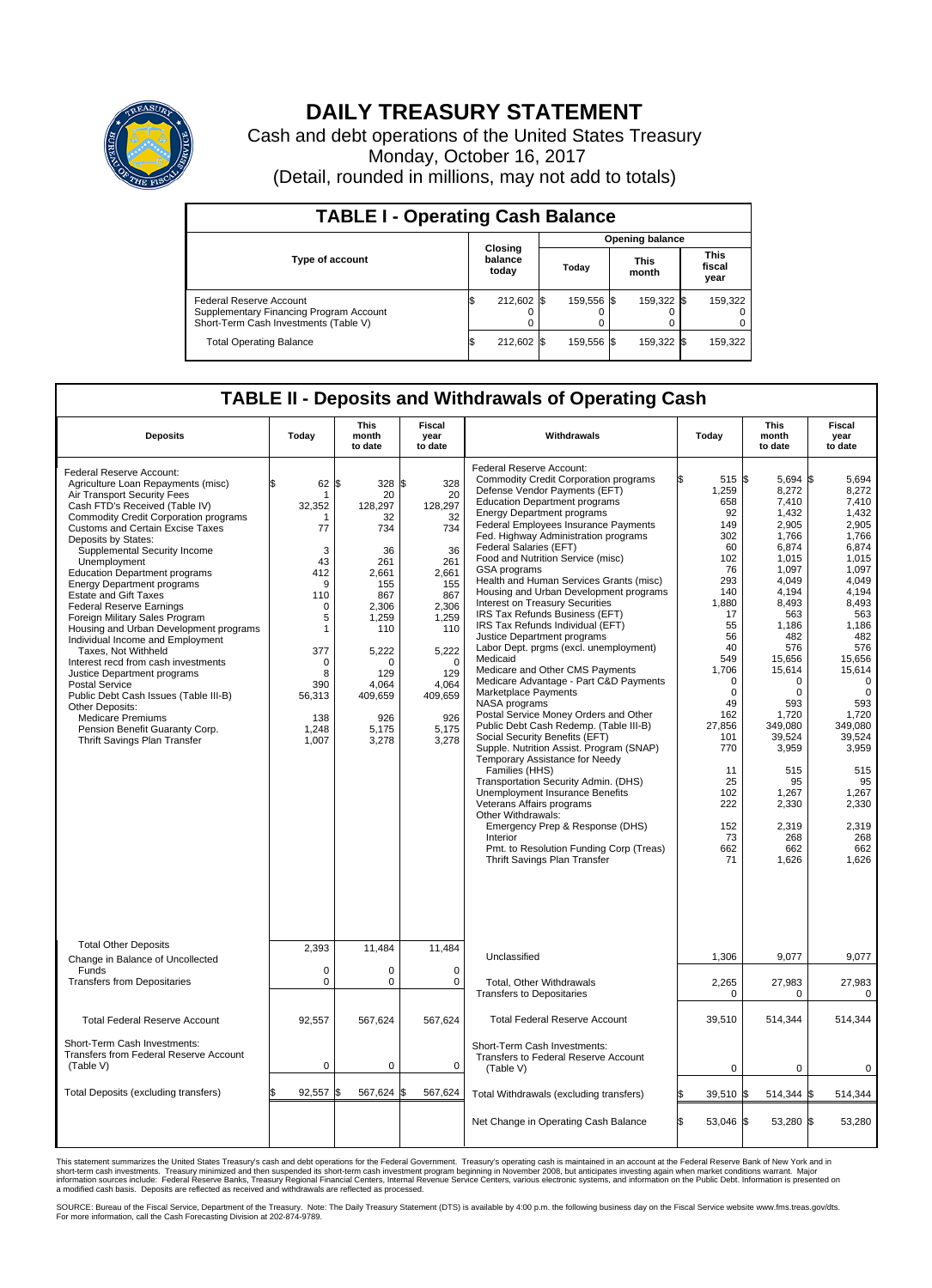# DAILY TREASURY STATEMENT

Cash and debt operations of the United States Treasury

Monday, October 16, 2017

(Detail, rounded in millions, may not add to totals)

## TABLE I - Operating Cash Balance

| Type of account | Closing balance today | Opening balance Today | Opening balance This month | Opening balance This fiscal year |
|---|---|---|---|---|
| Federal Reserve Account | $ 212,602 | $ 159,556 | $ 159,322 | $ 159,322 |
| Supplementary Financing Program Account | 0 | 0 | 0 | 0 |
| Short-Term Cash Investments (Table V) | 0 | 0 | 0 | 0 |
| Total Operating Balance | $ 212,602 | $ 159,556 | $ 159,322 | $ 159,322 |

## TABLE II - Deposits and Withdrawals of Operating Cash

| Deposits | Today | This month to date | Fiscal year to date | Withdrawals | Today | This month to date | Fiscal year to date |
|---|---|---|---|---|---|---|---|
| Federal Reserve Account: | | | | Federal Reserve Account: | | | |
| Agriculture Loan Repayments (misc) | $ 62 | $ 328 | $ 328 | Commodity Credit Corporation programs | $ 515 | $ 5,694 | $ 5,694 |
| Air Transport Security Fees | 1 | 20 | 20 | Defense Vendor Payments (EFT) | 1,259 | 8,272 | 8,272 |
| Cash FTD's Received (Table IV) | 32,352 | 128,297 | 128,297 | Education Department programs | 658 | 7,410 | 7,410 |
| Commodity Credit Corporation programs | 1 | 32 | 32 | Energy Department programs | 92 | 1,432 | 1,432 |
| Customs and Certain Excise Taxes | 77 | 734 | 734 | Federal Employees Insurance Payments | 149 | 2,905 | 2,905 |
| Deposits by States: | | | | Fed. Highway Administration programs | 302 | 1,766 | 1,766 |
| Supplemental Security Income | 3 | 36 | 36 | Federal Salaries (EFT) | 60 | 6,874 | 6,874 |
| Unemployment | 43 | 261 | 261 | Food and Nutrition Service (misc) | 102 | 1,015 | 1,015 |
| Education Department programs | 412 | 2,661 | 2,661 | GSA programs | 76 | 1,097 | 1,097 |
| Energy Department programs | 9 | 155 | 155 | Health and Human Services Grants (misc) | 293 | 4,049 | 4,049 |
| Estate and Gift Taxes | 110 | 867 | 867 | Housing and Urban Development programs | 140 | 4,194 | 4,194 |
| Federal Reserve Earnings | 0 | 2,306 | 2,306 | Interest on Treasury Securities | 1,880 | 8,493 | 8,493 |
| Foreign Military Sales Program | 5 | 1,259 | 1,259 | IRS Tax Refunds Business (EFT) | 17 | 563 | 563 |
| Housing and Urban Development programs | 1 | 110 | 110 | IRS Tax Refunds Individual (EFT) | 55 | 1,186 | 1,186 |
| Individual Income and Employment Taxes, Not Withheld | 377 | 5,222 | 5,222 | Justice Department programs | 56 | 482 | 482 |
| Interest recd from cash investments | 0 | 0 | 0 | Labor Dept. prgms (excl. unemployment) | 40 | 576 | 576 |
| Justice Department programs | 8 | 129 | 129 | Medicaid | 549 | 15,656 | 15,656 |
| Postal Service | 390 | 4,064 | 4,064 | Medicare and Other CMS Payments | 1,706 | 15,614 | 15,614 |
| Public Debt Cash Issues (Table III-B) | 56,313 | 409,659 | 409,659 | Medicare Advantage - Part C&D Payments | 0 | 0 | 0 |
| Other Deposits: | | | | Marketplace Payments | 0 | 0 | 0 |
| Medicare Premiums | 138 | 926 | 926 | NASA programs | 49 | 593 | 593 |
| Pension Benefit Guaranty Corp. | 1,248 | 5,175 | 5,175 | Postal Service Money Orders and Other | 162 | 1,720 | 1,720 |
| Thrift Savings Plan Transfer | 1,007 | 3,278 | 3,278 | Public Debt Cash Redemp. (Table III-B) | 27,856 | 349,080 | 349,080 |
| | | | | Social Security Benefits (EFT) | 101 | 39,524 | 39,524 |
| | | | | Supple. Nutrition Assist. Program (SNAP) | 770 | 3,959 | 3,959 |
| | | | | Temporary Assistance for Needy Families (HHS) | 11 | 515 | 515 |
| | | | | Transportation Security Admin. (DHS) | 25 | 95 | 95 |
| | | | | Unemployment Insurance Benefits | 102 | 1,267 | 1,267 |
| | | | | Veterans Affairs programs | 222 | 2,330 | 2,330 |
| | | | | Other Withdrawals: | | | |
| | | | | Emergency Prep & Response (DHS) | 152 | 2,319 | 2,319 |
| | | | | Interior | 73 | 268 | 268 |
| | | | | Pmt. to Resolution Funding Corp (Treas) | 662 | 662 | 662 |
| | | | | Thrift Savings Plan Transfer | 71 | 1,626 | 1,626 |
| Total Other Deposits | 2,393 | 11,484 | 11,484 | Unclassified | 1,306 | 9,077 | 9,077 |
| Change in Balance of Uncollected Funds | 0 | 0 | 0 | | | | |
| Transfers from Depositaries | 0 | 0 | 0 | Total, Other Withdrawals | 2,265 | 27,983 | 27,983 |
| | | | | Transfers to Depositaries | 0 | 0 | 0 |
| Total Federal Reserve Account | 92,557 | 567,624 | 567,624 | Total Federal Reserve Account | 39,510 | 514,344 | 514,344 |
| Short-Term Cash Investments: Transfers from Federal Reserve Account (Table V) | 0 | 0 | 0 | Short-Term Cash Investments: Transfers to Federal Reserve Account (Table V) | 0 | 0 | 0 |
| Total Deposits (excluding transfers) | $ 92,557 | $ 567,624 | $ 567,624 | Total Withdrawals (excluding transfers) | $ 39,510 | $ 514,344 | $ 514,344 |
| | | | | Net Change in Operating Cash Balance | $ 53,046 | $ 53,280 | $ 53,280 |

This statement summarizes the United States Treasury's cash and debt operations for the Federal Government. Treasury's operating cash is maintained in an account at the Federal Reserve Bank of New York and in short-term cash investments. Treasury minimized and then suspended its short-term cash investment program beginning in November 2008, but anticipates investing again when market conditions warrant. Major information sources include: Federal Reserve Banks, Treasury Regional Financial Centers, Internal Revenue Service Centers, various electronic systems, and information on the Public Debt. Information is presented on a modified cash basis. Deposits are reflected as received and withdrawals are reflected as processed.

SOURCE: Bureau of the Fiscal Service, Department of the Treasury. Note: The Daily Treasury Statement (DTS) is available by 4:00 p.m. the following business day on the Fiscal Service website www.fms.treas.gov/dts. For more information, call the Cash Forecasting Division at 202-874-9789.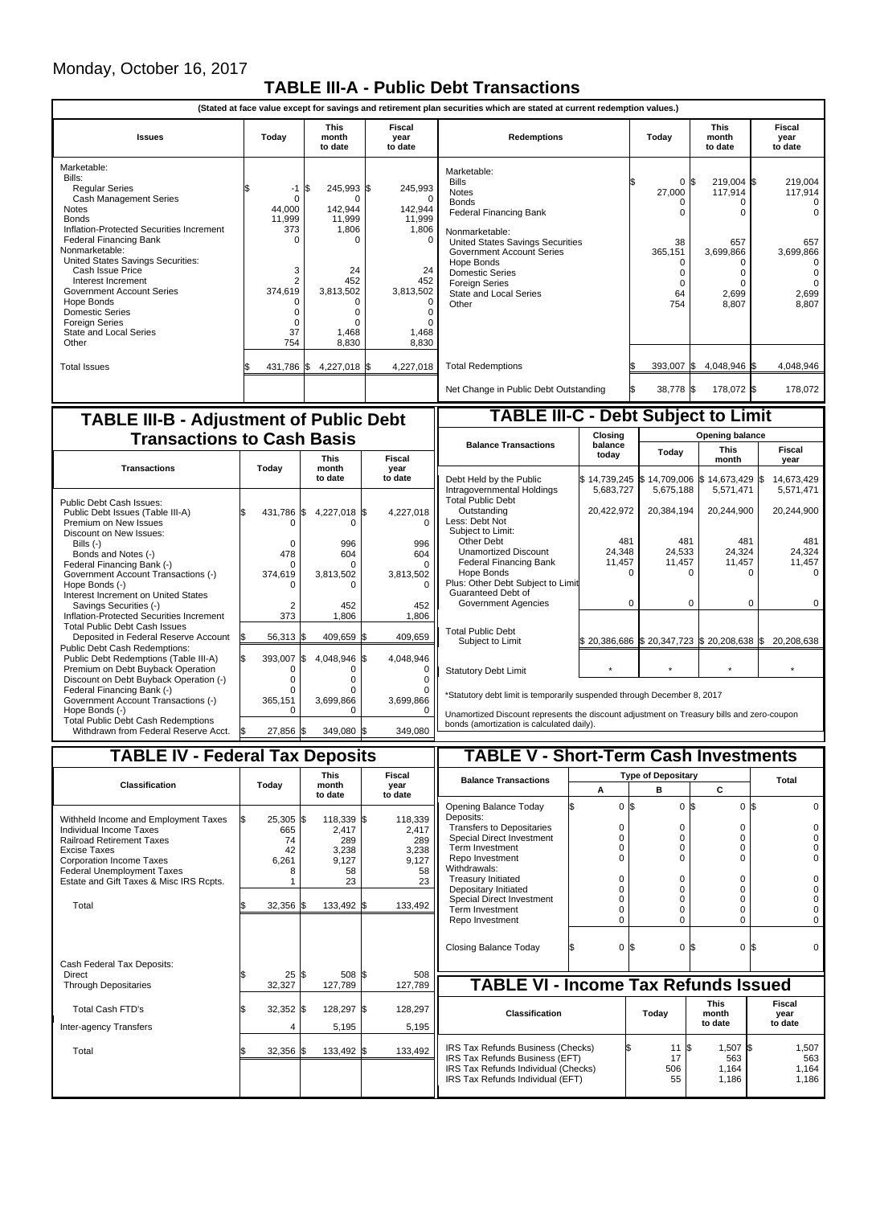Monday, October 16, 2017

# TABLE III-A - Public Debt Transactions

(Stated at face value except for savings and retirement plan securities which are stated at current redemption values.)

| Issues | Today | This month to date | Fiscal year to date |
|---|---|---|---|
| Marketable: | | | |
| Bills: | | | |
| Regular Series | $ -1 | $ 245,993 | $ 245,993 |
| Cash Management Series | 0 | 0 | 0 |
| Notes | 44,000 | 142,944 | 142,944 |
| Bonds | 11,999 | 11,999 | 11,999 |
| Inflation-Protected Securities Increment | 373 | 1,806 | 1,806 |
| Federal Financing Bank | 0 | 0 | 0 |
| Nonmarketable: | | | |
| United States Savings Securities: | | | |
| Cash Issue Price | 3 | 24 | 24 |
| Interest Increment | 2 | 452 | 452 |
| Government Account Series | 374,619 | 3,813,502 | 3,813,502 |
| Hope Bonds | 0 | 0 | 0 |
| Domestic Series | 0 | 0 | 0 |
| Foreign Series | 0 | 0 | 0 |
| State and Local Series | 37 | 1,468 | 1,468 |
| Other | 754 | 8,830 | 8,830 |
| Total Issues | $ 431,786 | $ 4,227,018 | $ 4,227,018 |

| Redemptions | Today | This month to date | Fiscal year to date |
|---|---|---|---|
| Marketable: | | | |
| Bills | $ 0 | $ 219,004 | $ 219,004 |
| Notes | 27,000 | 117,914 | 117,914 |
| Bonds | 0 | 0 | 0 |
| Federal Financing Bank | 0 | 0 | 0 |
| Nonmarketable: | | | |
| United States Savings Securities | 38 | 657 | 657 |
| Government Account Series | 365,151 | 3,699,866 | 3,699,866 |
| Hope Bonds | 0 | 0 | 0 |
| Domestic Series | 0 | 0 | 0 |
| Foreign Series | 0 | 0 | 0 |
| State and Local Series | 64 | 2,699 | 2,699 |
| Other | 754 | 8,807 | 8,807 |
| Total Redemptions | $ 393,007 | $ 4,048,946 | $ 4,048,946 |
| Net Change in Public Debt Outstanding | $ 38,778 | $ 178,072 | $ 178,072 |

# TABLE III-B - Adjustment of Public Debt Transactions to Cash Basis

| Transactions | Today | This month to date | Fiscal year to date |
|---|---|---|---|
| Public Debt Cash Issues: | | | |
| Public Debt Issues (Table III-A) | $ 431,786 | $ 4,227,018 | $ 4,227,018 |
| Premium on New Issues | 0 | 0 | 0 |
| Discount on New Issues: | | | |
| Bills (-) | 0 | 996 | 996 |
| Bonds and Notes (-) | 478 | 604 | 604 |
| Federal Financing Bank (-) | 0 | 0 | 0 |
| Government Account Transactions (-) | 374,619 | 3,813,502 | 3,813,502 |
| Hope Bonds (-) | 0 | 0 | 0 |
| Interest Increment on United States Savings Securities (-) | 2 | 452 | 452 |
| Inflation-Protected Securities Increment | 373 | 1,806 | 1,806 |
| Total Public Debt Cash Issues Deposited in Federal Reserve Account | $ 56,313 | $ 409,659 | $ 409,659 |
| Public Debt Cash Redemptions: | | | |
| Public Debt Redemptions (Table III-A) | $ 393,007 | $ 4,048,946 | $ 4,048,946 |
| Premium on Debt Buyback Operation | 0 | 0 | 0 |
| Discount on Debt Buyback Operation (-) | 0 | 0 | 0 |
| Federal Financing Bank (-) | 0 | 0 | 0 |
| Government Account Transactions (-) | 365,151 | 3,699,866 | 3,699,866 |
| Hope Bonds (-) | 0 | 0 | 0 |
| Total Public Debt Cash Redemptions Withdrawn from Federal Reserve Acct. | $ 27,856 | $ 349,080 | $ 349,080 |

# TABLE III-C - Debt Subject to Limit

| Balance Transactions | Closing balance today | Opening balance Today | Opening balance This month | Opening balance Fiscal year |
|---|---|---|---|---|
| Debt Held by the Public | $ 14,739,245 | $ 14,709,006 | $ 14,673,429 | $ 14,673,429 |
| Intragovernmental Holdings | 5,683,727 | 5,675,188 | 5,571,471 | 5,571,471 |
| Total Public Debt Outstanding | 20,422,972 | 20,384,194 | 20,244,900 | 20,244,900 |
| Less: Debt Not Subject to Limit: | | | | |
| Other Debt | 481 | 481 | 481 | 481 |
| Unamortized Discount | 24,348 | 24,533 | 24,324 | 24,324 |
| Federal Financing Bank | 11,457 | 11,457 | 11,457 | 11,457 |
| Hope Bonds | 0 | 0 | 0 | 0 |
| Plus: Other Debt Subject to Limit | | | | |
| Guaranteed Debt of Government Agencies | 0 | 0 | 0 | 0 |
| Total Public Debt Subject to Limit | $ 20,386,686 | $ 20,347,723 | $ 20,208,638 | $ 20,208,638 |
| Statutory Debt Limit | * | * | * | * |

*Statutory debt limit is temporarily suspended through December 8, 2017

Unamortized Discount represents the discount adjustment on Treasury bills and zero-coupon bonds (amortization is calculated daily).

# TABLE IV - Federal Tax Deposits

| Classification | Today | This month to date | Fiscal year to date |
|---|---|---|---|
| Withheld Income and Employment Taxes | $ 25,305 | $ 118,339 | $ 118,339 |
| Individual Income Taxes | 665 | 2,417 | 2,417 |
| Railroad Retirement Taxes | 74 | 289 | 289 |
| Excise Taxes | 42 | 3,238 | 3,238 |
| Corporation Income Taxes | 6,261 | 9,127 | 9,127 |
| Federal Unemployment Taxes | 8 | 58 | 58 |
| Estate and Gift Taxes & Misc IRS Rcpts. | 1 | 23 | 23 |
| Total | $ 32,356 | $ 133,492 | $ 133,492 |
| Cash Federal Tax Deposits: | | | |
| Direct | $ 25 | $ 508 | $ 508 |
| Through Depositaries | 32,327 | 127,789 | 127,789 |
| Total Cash FTD's | $ 32,352 | $ 128,297 | $ 128,297 |
| Inter-agency Transfers | 4 | 5,195 | 5,195 |
| Total | $ 32,356 | $ 133,492 | $ 133,492 |

# TABLE V - Short-Term Cash Investments

| Balance Transactions | Type of Depositary A | Type of Depositary B | Type of Depositary C | Total |
|---|---|---|---|---|
| Opening Balance Today | $ 0 | $ 0 | $ 0 | $ 0 |
| Deposits: | | | | |
| Transfers to Depositaries | 0 | 0 | 0 | 0 |
| Special Direct Investment | 0 | 0 | 0 | 0 |
| Term Investment | 0 | 0 | 0 | 0 |
| Repo Investment | 0 | 0 | 0 | 0 |
| Withdrawals: | | | | |
| Treasury Initiated | 0 | 0 | 0 | 0 |
| Depositary Initiated | 0 | 0 | 0 | 0 |
| Special Direct Investment | 0 | 0 | 0 | 0 |
| Term Investment | 0 | 0 | 0 | 0 |
| Repo Investment | 0 | 0 | 0 | 0 |
| Closing Balance Today | $ 0 | $ 0 | $ 0 | $ 0 |

# TABLE VI - Income Tax Refunds Issued

| Classification | Today | This month to date | Fiscal year to date |
|---|---|---|---|
| IRS Tax Refunds Business (Checks) | $ 11 | $ 1,507 | $ 1,507 |
| IRS Tax Refunds Business (EFT) | 17 | 563 | 563 |
| IRS Tax Refunds Individual (Checks) | 506 | 1,164 | 1,164 |
| IRS Tax Refunds Individual (EFT) | 55 | 1,186 | 1,186 |